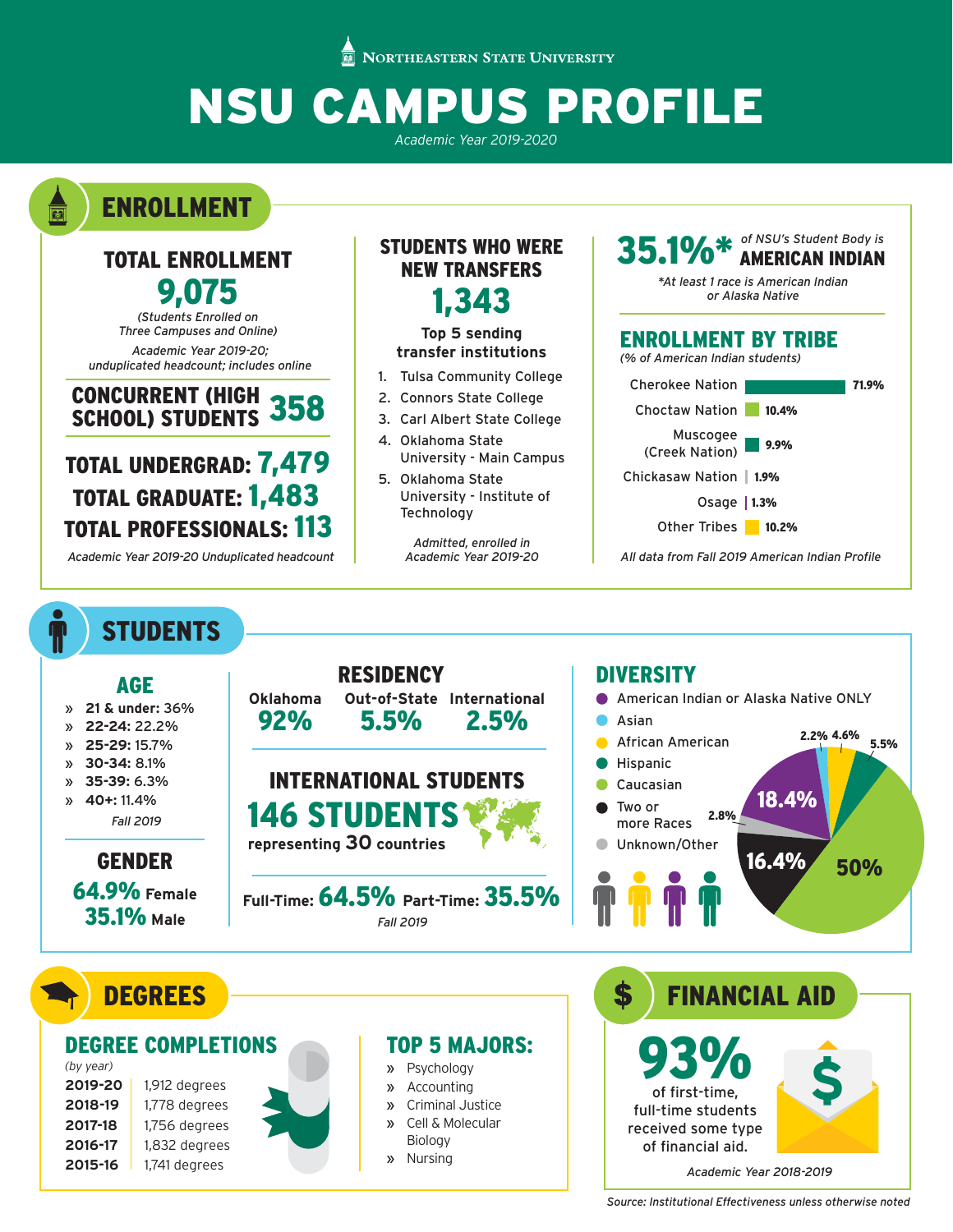Northeastern State University

# NSU CAMPUS PROFILE

*Academic Year 2019-2020*

## ENROLLMENT

### TOTAL ENROLLMENT

**9,075**

*(Students Enrolled on Three Campuses and Online)*

*Academic Year 2019-20; unduplicated headcount; includes online*

**CONCURRENT (HIGH SCHOOL) STUDENTS 358**

**TOTAL UNDERGRAD: 7,479**
**TOTAL GRADUATE: 1,483**
**TOTAL PROFESSIONALS: 113**

*Academic Year 2019-20 Unduplicated headcount*

### STUDENTS WHO WERE NEW TRANSFERS

**1,343**

**Top 5 sending transfer institutions**

1. Tulsa Community College
2. Connors State College
3. Carl Albert State College
4. Oklahoma State University - Main Campus
5. Oklahoma State University - Institute of Technology

*Admitted, enrolled in Academic Year 2019-20*

**35.1%*** *of NSU's Student Body is* **AMERICAN INDIAN**

*\*At least 1 race is American Indian or Alaska Native*

### ENROLLMENT BY TRIBE

*(% of American Indian students)*

| Tribe | % |
|---|---|
| Cherokee Nation | 71.9% |
| Choctaw Nation | 10.4% |
| Muscogee (Creek Nation) | 9.9% |
| Chickasaw Nation | 1.9% |
| Osage | 1.3% |
| Other Tribes | 10.2% |

*All data from Fall 2019 American Indian Profile*

## STUDENTS

### AGE

- **21 & under:** 36%
- **22-24:** 22.2%
- **25-29:** 15.7%
- **30-34:** 8.1%
- **35-39:** 6.3%
- **40+:** 11.4%

*Fall 2019*

### GENDER

**64.9%** Female
**35.1%** Male

### RESIDENCY

| Oklahoma | Out-of-State | International |
|---|---|---|
| 92% | 5.5% | 2.5% |

### INTERNATIONAL STUDENTS

**146 STUDENTS** representing **30** countries

**Full-Time: 64.5% Part-Time: 35.5%**

*Fall 2019*

### DIVERSITY

| Group | % |
|---|---|
| American Indian or Alaska Native ONLY | 18.4% |
| Asian | 2.2% |
| African American | 4.6% |
| Hispanic | 5.5% |
| Caucasian | 50% |
| Two or more Races | 16.4% |
| Unknown/Other | 2.8% |

## DEGREES

### DEGREE COMPLETIONS

*(by year)*

| Year | Degrees |
|---|---|
| 2019-20 | 1,912 degrees |
| 2018-19 | 1,778 degrees |
| 2017-18 | 1,756 degrees |
| 2016-17 | 1,832 degrees |
| 2015-16 | 1,741 degrees |

### TOP 5 MAJORS:

- Psychology
- Accounting
- Criminal Justice
- Cell & Molecular Biology
- Nursing

## FINANCIAL AID

**93%** of first-time, full-time students received some type of financial aid.

*Academic Year 2018-2019*

*Source: Institutional Effectiveness unless otherwise noted*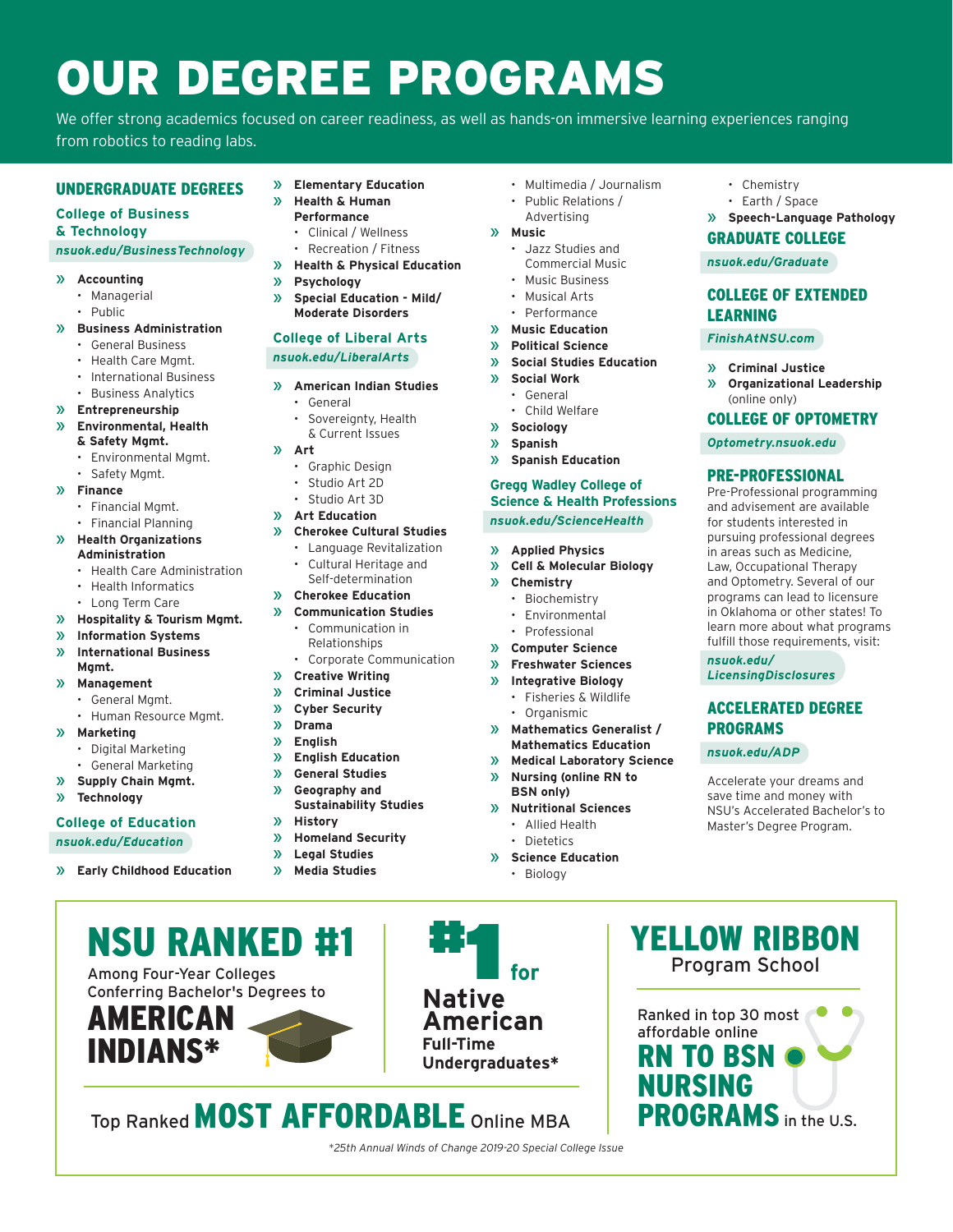# OUR DEGREE PROGRAMS

We offer strong academics focused on career readiness, as well as hands-on immersive learning experiences ranging from robotics to reading labs.

## UNDERGRADUATE DEGREES

### College of Business & Technology

*nsuok.edu/BusinessTechnology*

- **Accounting**
  - Managerial
  - Public
- **Business Administration**
  - General Business
  - Health Care Mgmt.
  - International Business
  - Business Analytics
- **Entrepreneurship**
- **Environmental, Health & Safety Mgmt.**
  - Environmental Mgmt.
  - Safety Mgmt.
- **Finance**
  - Financial Mgmt.
  - Financial Planning
- **Health Organizations Administration**
  - Health Care Administration
  - Health Informatics
  - Long Term Care
- **Hospitality & Tourism Mgmt.**
- **Information Systems**
- **International Business Mgmt.**
- **Management**
  - General Mgmt.
  - Human Resource Mgmt.
- **Marketing**
  - Digital Marketing
  - General Marketing
- **Supply Chain Mgmt.**
- **Technology**

### College of Education

*nsuok.edu/Education*

- **Early Childhood Education**
- **Elementary Education**
- **Health & Human Performance**
  - Clinical / Wellness
  - Recreation / Fitness
- **Health & Physical Education**
- **Psychology**
- **Special Education - Mild/ Moderate Disorders**

### College of Liberal Arts

*nsuok.edu/LiberalArts*

- **American Indian Studies**
  - General
  - Sovereignty, Health & Current Issues
- **Art**
  - Graphic Design
  - Studio Art 2D
  - Studio Art 3D
- **Art Education**
- **Cherokee Cultural Studies**
  - Language Revitalization
  - Cultural Heritage and Self-determination
- **Cherokee Education**
- **Communication Studies**
  - Communication in Relationships
  - Corporate Communication
- **Creative Writing**
- **Criminal Justice**
- **Cyber Security**
- **Drama**
- **English**
- **English Education**
- **General Studies**
- **Geography and Sustainability Studies**
- **History**
- **Homeland Security**
- **Legal Studies**
- **Media Studies**
  - Multimedia / Journalism
  - Public Relations / Advertising
- **Music**
  - Jazz Studies and Commercial Music
  - Music Business
  - Musical Arts
  - Performance
- **Music Education**
- **Political Science**
- **Social Studies Education**
- **Social Work**
  - General
  - Child Welfare
- **Sociology**
- **Spanish**
- **Spanish Education**

### Gregg Wadley College of Science & Health Professions

*nsuok.edu/ScienceHealth*

- **Applied Physics**
- **Cell & Molecular Biology**
- **Chemistry**
  - Biochemistry
  - Environmental
  - Professional
- **Computer Science**
- **Freshwater Sciences**
- **Integrative Biology**
  - Fisheries & Wildlife
  - Organismic
- **Mathematics Generalist / Mathematics Education**
- **Medical Laboratory Science**
- **Nursing (online RN to BSN only)**
- **Nutritional Sciences**
  - Allied Health
  - Dietetics
- **Science Education**
  - Biology
  - Chemistry
  - Earth / Space
- **Speech-Language Pathology**

## GRADUATE COLLEGE

*nsuok.edu/Graduate*

## COLLEGE OF EXTENDED LEARNING

*FinishAtNSU.com*

- **Criminal Justice**
- **Organizational Leadership** (online only)

## COLLEGE OF OPTOMETRY

*Optometry.nsuok.edu*

## PRE-PROFESSIONAL

Pre-Professional programming and advisement are available for students interested in pursuing professional degrees in areas such as Medicine, Law, Occupational Therapy and Optometry. Several of our programs can lead to licensure in Oklahoma or other states! To learn more about what programs fulfill those requirements, visit:

*nsuok.edu/LicensingDisclosures*

## ACCELERATED DEGREE PROGRAMS

*nsuok.edu/ADP*

Accelerate your dreams and save time and money with NSU's Accelerated Bachelor's to Master's Degree Program.

---

**NSU RANKED #1**
Among Four-Year Colleges Conferring Bachelor's Degrees to
**AMERICAN INDIANS***

**#1 for Native American Full-Time Undergraduates***

Top Ranked **MOST AFFORDABLE** Online MBA

**YELLOW RIBBON** Program School

Ranked in top 30 most affordable online **RN TO BSN NURSING PROGRAMS** in the U.S.

*25th Annual Winds of Change 2019-20 Special College Issue